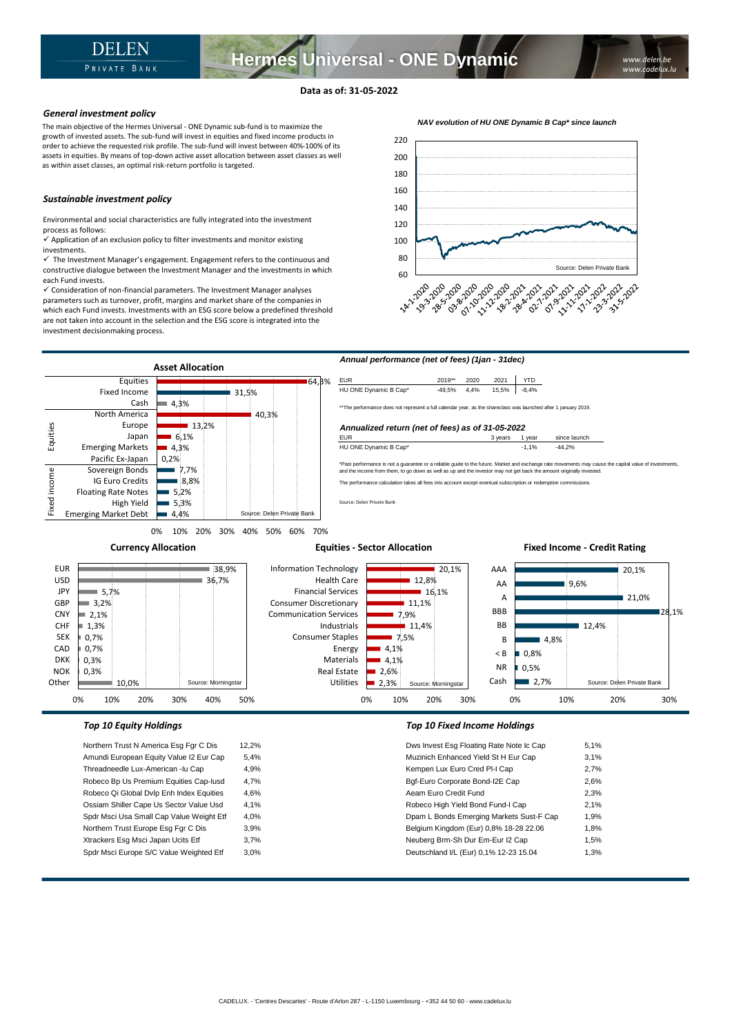# Hermes Universal - ONE Dynamic

DELEN PRIVATE BANK

www.delen.be
www.cadelux.lu

**Data as of: 31-05-2022**

### *General investment policy*

The main objective of the Hermes Universal - ONE Dynamic sub-fund is to maximize the growth of invested assets. The sub-fund will invest in equities and fixed income products in order to achieve the requested risk profile. The sub-fund will invest between 40%-100% of its assets in equities. By means of top-down active asset allocation between asset classes as well as within asset classes, an optimal risk-return portfolio is targeted.

### *Sustainable investment policy*

Environmental and social characteristics are fully integrated into the investment process as follows:

- ✓ Application of an exclusion policy to filter investments and monitor existing investments.
- ✓ The Investment Manager's engagement. Engagement refers to the continuous and constructive dialogue between the Investment Manager and the investments in which each Fund invests.
- ✓ Consideration of non-financial parameters. The Investment Manager analyses parameters such as turnover, profit, margins and market share of the companies in which each Fund invests. Investments with an ESG score below a predefined threshold are not taken into account in the selection and the ESG score is integrated into the investment decisionmaking process.

*NAV evolution of HU ONE Dynamic B Cap* since launch*

Source: Delen Private Bank

### Asset Allocation

| | | |
|---|---|---|
| | Equities | 64,3% |
| | Fixed Income | 31,5% |
| | Cash | 4,3% |
| Equities | North America | 40,3% |
| | Europe | 13,2% |
| | Japan | 6,1% |
| | Emerging Markets | 4,3% |
| | Pacific Ex-Japan | 0,2% |
| Fixed income | Sovereign Bonds | 7,7% |
| | IG Euro Credits | 8,8% |
| | Floating Rate Notes | 5,2% |
| | High Yield | 5,3% |
| | Emerging Market Debt | 4,4% |

Source: Delen Private Bank

### *Annual performance (net of fees) (1jan - 31dec)*

| EUR | 2019** | 2020 | 2021 | YTD |
|---|---|---|---|---|
| HU ONE Dynamic B Cap* | -49,5% | 4,4% | 15,5% | -8,4% |

**The performance does not represent a full calendar year, as the shareclass was launched after 1 january 2019.

### *Annualized return (net of fees) as of 31-05-2022*

| EUR | 3 years | 1 year | since launch |
|---|---|---|---|
| HU ONE Dynamic B Cap* | | -1,1% | -44,2% |

*Past performance is not a guarantee or a reliable guide to the future. Market and exchange rate movements may cause the capital value of investments, and the income from them, to go down as well as up and the investor may not get back the amount originally invested.

The performance calculation takes all fees into account except eventual subscription or redemption commissions.

Source: Delen Private Bank

### Currency Allocation

| Currency | % |
|---|---|
| EUR | 38,9% |
| USD | 36,7% |
| JPY | 5,7% |
| GBP | 3,2% |
| CNY | 2,1% |
| CHF | 1,3% |
| SEK | 0,7% |
| CAD | 0,7% |
| DKK | 0,3% |
| NOK | 0,3% |
| Other | 10,0% |

Source: Morningstar

### Equities - Sector Allocation

| Sector | % |
|---|---|
| Information Technology | 20,1% |
| Health Care | 12,8% |
| Financial Services | 16,1% |
| Consumer Discretionary | 11,1% |
| Communication Services | 7,9% |
| Industrials | 11,4% |
| Consumer Staples | 7,5% |
| Energy | 4,1% |
| Materials | 4,1% |
| Real Estate | 2,6% |
| Utilities | 2,3% |

Source: Morningstar

### Fixed Income - Credit Rating

| Rating | % |
|---|---|
| AAA | 20,1% |
| AA | 9,6% |
| A | 21,0% |
| BBB | 28,1% |
| BB | 12,4% |
| B | 4,8% |
| < B | 0,8% |
| NR | 0,5% |
| Cash | 2,7% |

Source: Delen Private Bank

### *Top 10 Equity Holdings*

| Holding | % |
|---|---|
| Northern Trust N America Esg Fgr C Dis | 12,2% |
| Amundi European Equity Value I2 Eur Cap | 5,4% |
| Threadneedle Lux-American -Iu Cap | 4,9% |
| Robeco Bp Us Premium Equities Cap-Iusd | 4,7% |
| Robeco Qi Global Dvlp Enh Index Equities | 4,6% |
| Ossiam Shiller Cape Us Sector Value Usd | 4,1% |
| Spdr Msci Usa Small Cap Value Weight Etf | 4,0% |
| Northern Trust Europe Esg Fgr C Dis | 3,9% |
| Xtrackers Esg Msci Japan Ucits Etf | 3,7% |
| Spdr Msci Europe S/C Value Weighted Etf | 3,0% |

### *Top 10 Fixed Income Holdings*

| Holding | % |
|---|---|
| Dws Invest Esg Floating Rate Note Ic Cap | 5,1% |
| Muzinich Enhanced Yield St H Eur Cap | 3,1% |
| Kempen Lux Euro Cred PI-I Cap | 2,7% |
| Bgf-Euro Corporate Bond-I2E Cap | 2,6% |
| Aeam Euro Credit Fund | 2,3% |
| Robeco High Yield Bond Fund-I Cap | 2,1% |
| Dpam L Bonds Emerging Markets Sust-F Cap | 1,9% |
| Belgium Kingdom (Eur) 0,8% 18-28 22.06 | 1,8% |
| Neuberg Brm-Sh Dur Em-Eur I2 Cap | 1,5% |
| Deutschland I/L (Eur) 0,1% 12-23 15.04 | 1,3% |

CADELUX. - 'Centres Descartes' - Route d'Arlon 287 - L-1150 Luxembourg - +352 44 50 60 - www.cadelux.lu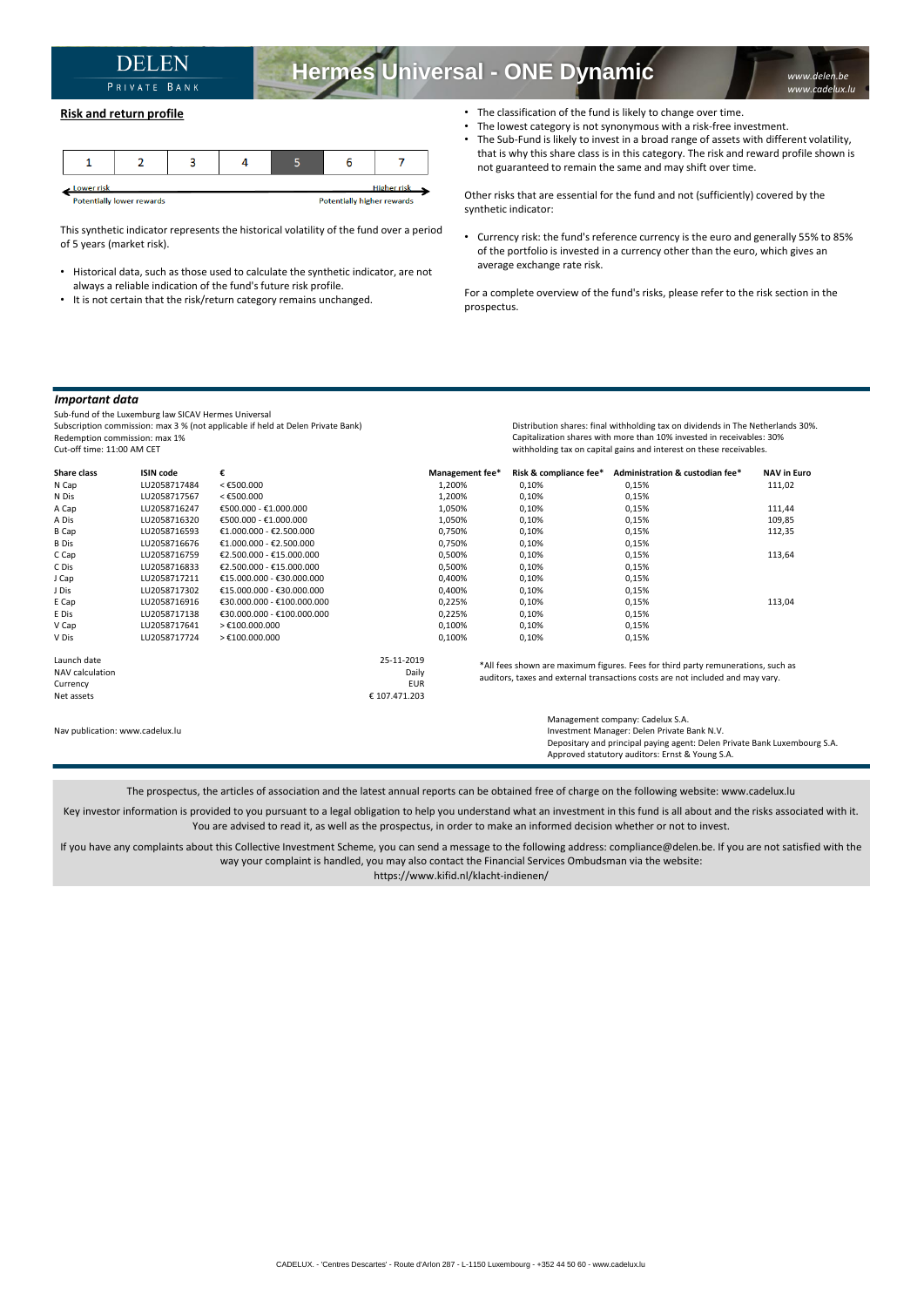# Hermes Universal - ONE Dynamic

DELEN PRIVATE BANK

www.delen.be
www.cadelux.lu

## Risk and return profile

| 1 | 2 | 3 | 4 | 5 | 6 | 7 |
|---|---|---|---|---|---|---|

Lower risk — Higher risk

Potentially lower rewards — Potentially higher rewards

This synthetic indicator represents the historical volatility of the fund over a period of 5 years (market risk).

- Historical data, such as those used to calculate the synthetic indicator, are not always a reliable indication of the fund's future risk profile.
- It is not certain that the risk/return category remains unchanged.
- The classification of the fund is likely to change over time.
- The lowest category is not synonymous with a risk-free investment.
- The Sub-Fund is likely to invest in a broad range of assets with different volatility, that is why this share class is in this category. The risk and reward profile shown is not guaranteed to remain the same and may shift over time.

Other risks that are essential for the fund and not (sufficiently) covered by the synthetic indicator:

- Currency risk: the fund's reference currency is the euro and generally 55% to 85% of the portfolio is invested in a currency other than the euro, which gives an average exchange rate risk.

For a complete overview of the fund's risks, please refer to the risk section in the prospectus.

## *Important data*

Sub-fund of the Luxemburg law SICAV Hermes Universal
Subscription commission: max 3 % (not applicable if held at Delen Private Bank)
Redemption commission: max 1%
Cut-off time: 11:00 AM CET

Distribution shares: final withholding tax on dividends in The Netherlands 30%.
Capitalization shares with more than 10% invested in receivables: 30% withholding tax on capital gains and interest on these receivables.

| Share class | ISIN code | € | Management fee* | Risk & compliance fee* | Administration & custodian fee* | NAV in Euro |
|---|---|---|---|---|---|---|
| N Cap | LU2058717484 | < €500.000 | 1,200% | 0,10% | 0,15% | 111,02 |
| N Dis | LU2058717567 | < €500.000 | 1,200% | 0,10% | 0,15% | |
| A Cap | LU2058716247 | €500.000 - €1.000.000 | 1,050% | 0,10% | 0,15% | 111,44 |
| A Dis | LU2058716320 | €500.000 - €1.000.000 | 1,050% | 0,10% | 0,15% | 109,85 |
| B Cap | LU2058716593 | €1.000.000 - €2.500.000 | 0,750% | 0,10% | 0,15% | 112,35 |
| B Dis | LU2058716676 | €1.000.000 - €2.500.000 | 0,750% | 0,10% | 0,15% | |
| C Cap | LU2058716759 | €2.500.000 - €15.000.000 | 0,500% | 0,10% | 0,15% | 113,64 |
| C Dis | LU2058716833 | €2.500.000 - €15.000.000 | 0,500% | 0,10% | 0,15% | |
| J Cap | LU2058717211 | €15.000.000 - €30.000.000 | 0,400% | 0,10% | 0,15% | |
| J Dis | LU2058717302 | €15.000.000 - €30.000.000 | 0,400% | 0,10% | 0,15% | |
| E Cap | LU2058716916 | €30.000.000 - €100.000.000 | 0,225% | 0,10% | 0,15% | 113,04 |
| E Dis | LU2058717138 | €30.000.000 - €100.000.000 | 0,225% | 0,10% | 0,15% | |
| V Cap | LU2058717641 | > €100.000.000 | 0,100% | 0,10% | 0,15% | |
| V Dis | LU2058717724 | > €100.000.000 | 0,100% | 0,10% | 0,15% | |

| | |
|---|---|
| Launch date | 25-11-2019 |
| NAV calculation | Daily |
| Currency | EUR |
| Net assets | € 107.471.203 |

*All fees shown are maximum figures. Fees for third party remunerations, such as auditors, taxes and external transactions costs are not included and may vary.

Nav publication: www.cadelux.lu

Management company: Cadelux S.A.
Investment Manager: Delen Private Bank N.V.
Depositary and principal paying agent: Delen Private Bank Luxembourg S.A.
Approved statutory auditors: Ernst & Young S.A.

The prospectus, the articles of association and the latest annual reports can be obtained free of charge on the following website: www.cadelux.lu

Key investor information is provided to you pursuant to a legal obligation to help you understand what an investment in this fund is all about and the risks associated with it. You are advised to read it, as well as the prospectus, in order to make an informed decision whether or not to invest.

If you have any complaints about this Collective Investment Scheme, you can send a message to the following address: compliance@delen.be. If you are not satisfied with the way your complaint is handled, you may also contact the Financial Services Ombudsman via the website: https://www.kifid.nl/klacht-indienen/

CADELUX. - 'Centres Descartes' - Route d'Arlon 287 - L-1150 Luxembourg - +352 44 50 60 - www.cadelux.lu